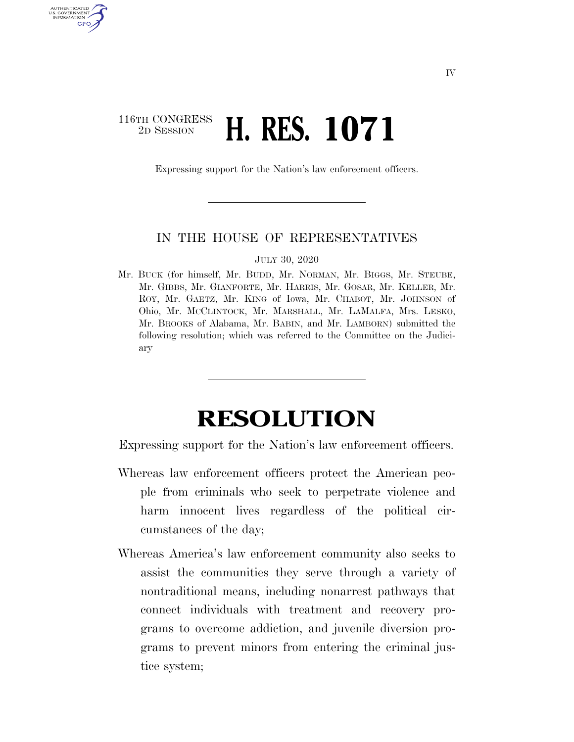116TH CONGRESS
2D SESSION

# H. RES. 1071

Expressing support for the Nation's law enforcement officers.

---

IN THE HOUSE OF REPRESENTATIVES

JULY 30, 2020

Mr. BUCK (for himself, Mr. BUDD, Mr. NORMAN, Mr. BIGGS, Mr. STEUBE, Mr. GIBBS, Mr. GIANFORTE, Mr. HARRIS, Mr. GOSAR, Mr. KELLER, Mr. ROY, Mr. GAETZ, Mr. KING of Iowa, Mr. CHABOT, Mr. JOHNSON of Ohio, Mr. MCCLINTOCK, Mr. MARSHALL, Mr. LAMALFA, Mrs. LESKO, Mr. BROOKS of Alabama, Mr. BABIN, and Mr. LAMBORN) submitted the following resolution; which was referred to the Committee on the Judiciary

---

# RESOLUTION

Expressing support for the Nation's law enforcement officers.

Whereas law enforcement officers protect the American people from criminals who seek to perpetrate violence and harm innocent lives regardless of the political circumstances of the day;

Whereas America's law enforcement community also seeks to assist the communities they serve through a variety of nontraditional means, including nonarrest pathways that connect individuals with treatment and recovery programs to overcome addiction, and juvenile diversion programs to prevent minors from entering the criminal justice system;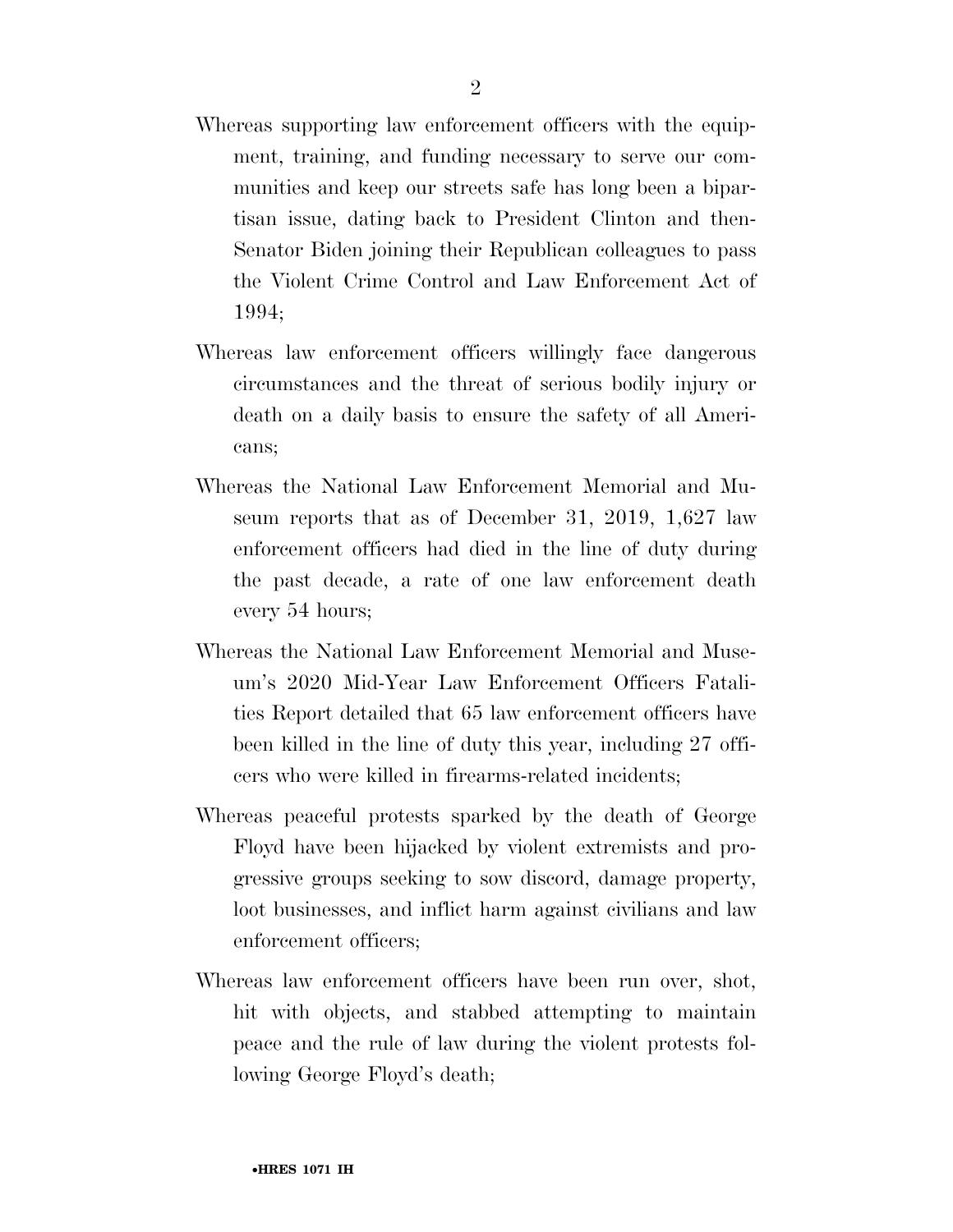Whereas supporting law enforcement officers with the equipment, training, and funding necessary to serve our communities and keep our streets safe has long been a bipartisan issue, dating back to President Clinton and then-Senator Biden joining their Republican colleagues to pass the Violent Crime Control and Law Enforcement Act of 1994;

Whereas law enforcement officers willingly face dangerous circumstances and the threat of serious bodily injury or death on a daily basis to ensure the safety of all Americans;

Whereas the National Law Enforcement Memorial and Museum reports that as of December 31, 2019, 1,627 law enforcement officers had died in the line of duty during the past decade, a rate of one law enforcement death every 54 hours;

Whereas the National Law Enforcement Memorial and Museum's 2020 Mid-Year Law Enforcement Officers Fatalities Report detailed that 65 law enforcement officers have been killed in the line of duty this year, including 27 officers who were killed in firearms-related incidents;

Whereas peaceful protests sparked by the death of George Floyd have been hijacked by violent extremists and progressive groups seeking to sow discord, damage property, loot businesses, and inflict harm against civilians and law enforcement officers;

Whereas law enforcement officers have been run over, shot, hit with objects, and stabbed attempting to maintain peace and the rule of law during the violent protests following George Floyd's death;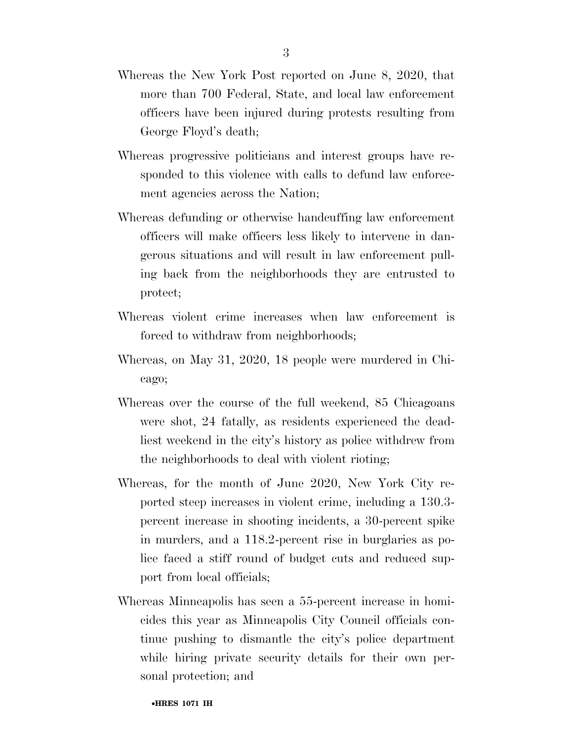Whereas the New York Post reported on June 8, 2020, that more than 700 Federal, State, and local law enforcement officers have been injured during protests resulting from George Floyd's death;

Whereas progressive politicians and interest groups have responded to this violence with calls to defund law enforcement agencies across the Nation;

Whereas defunding or otherwise handcuffing law enforcement officers will make officers less likely to intervene in dangerous situations and will result in law enforcement pulling back from the neighborhoods they are entrusted to protect;

Whereas violent crime increases when law enforcement is forced to withdraw from neighborhoods;

Whereas, on May 31, 2020, 18 people were murdered in Chicago;

Whereas over the course of the full weekend, 85 Chicagoans were shot, 24 fatally, as residents experienced the deadliest weekend in the city's history as police withdrew from the neighborhoods to deal with violent rioting;

Whereas, for the month of June 2020, New York City reported steep increases in violent crime, including a 130.3-percent increase in shooting incidents, a 30-percent spike in murders, and a 118.2-percent rise in burglaries as police faced a stiff round of budget cuts and reduced support from local officials;

Whereas Minneapolis has seen a 55-percent increase in homicides this year as Minneapolis City Council officials continue pushing to dismantle the city's police department while hiring private security details for their own personal protection; and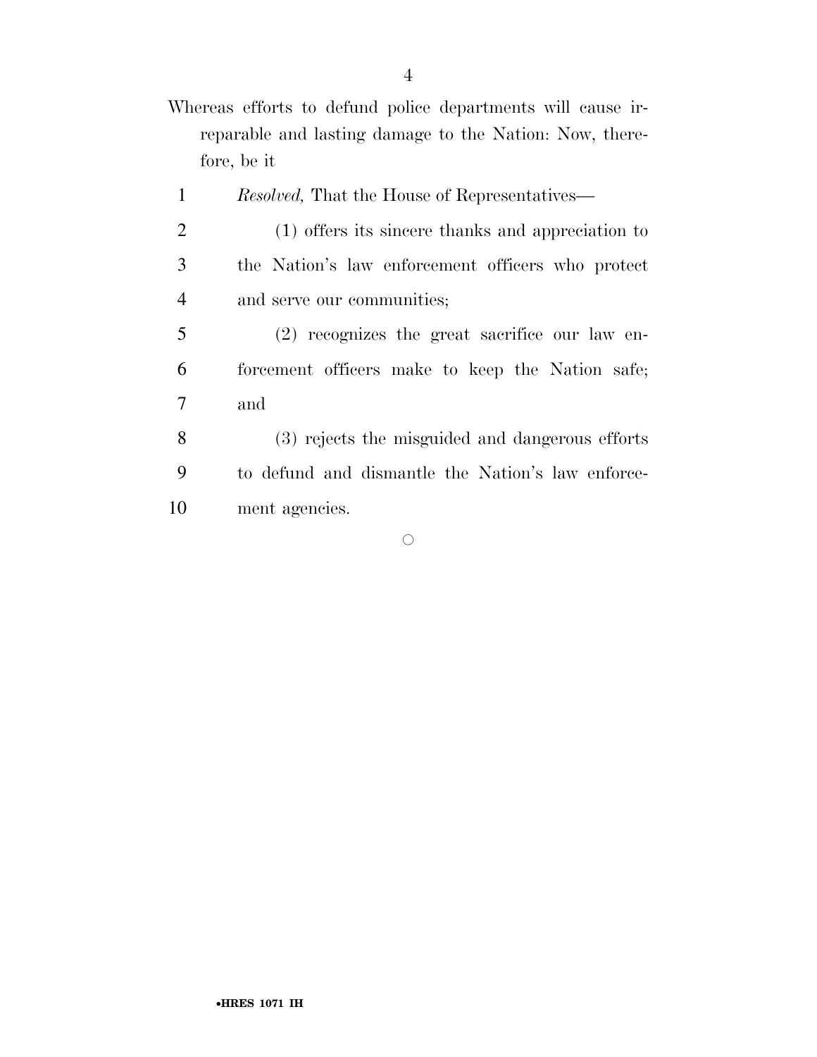Whereas efforts to defund police departments will cause irreparable and lasting damage to the Nation: Now, therefore, be it

1 *Resolved,* That the House of Representatives—

2 (1) offers its sincere thanks and appreciation to
3 the Nation's law enforcement officers who protect
4 and serve our communities;

5 (2) recognizes the great sacrifice our law en-
6 forcement officers make to keep the Nation safe;
7 and

8 (3) rejects the misguided and dangerous efforts
9 to defund and dismantle the Nation's law enforce-
10 ment agencies.

○